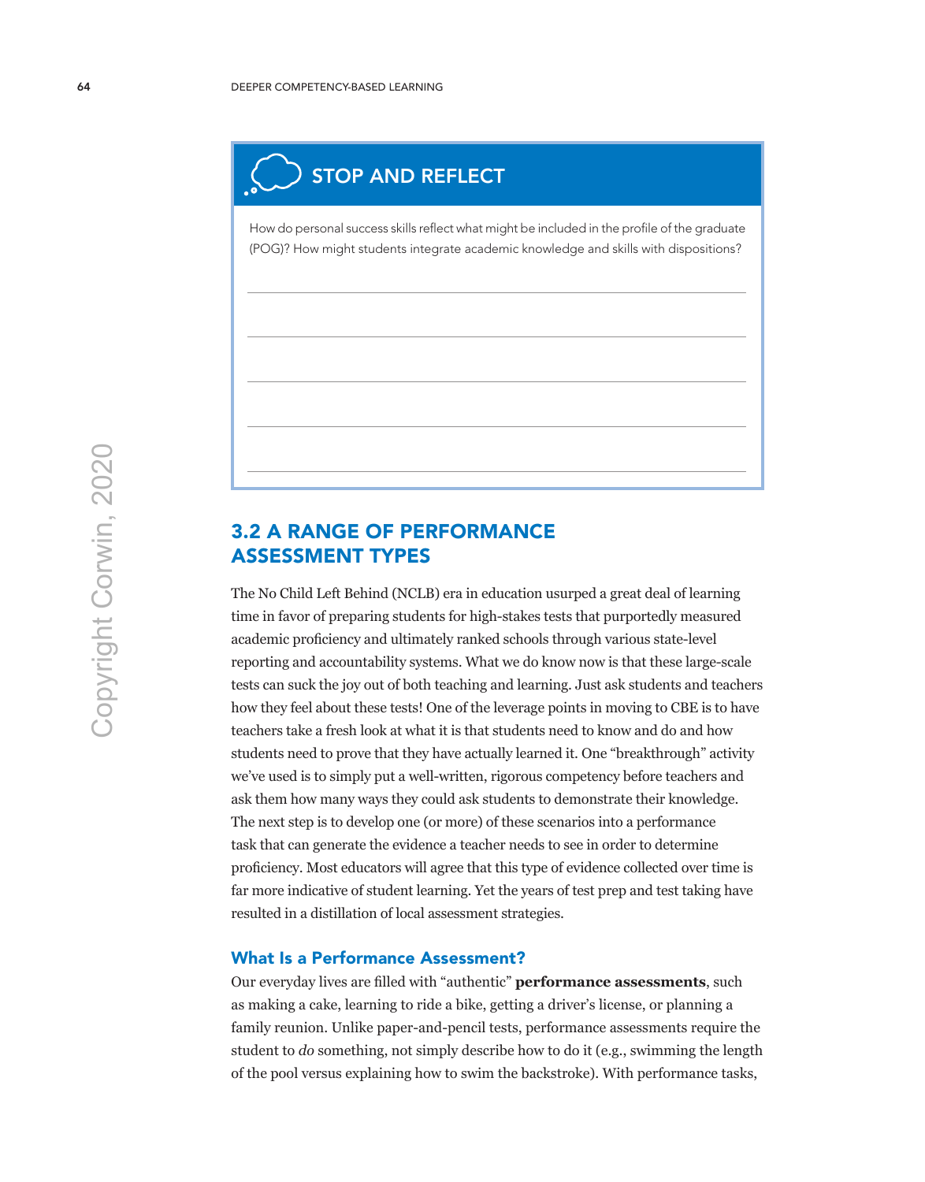## STOP AND REFLECT

How do personal success skills reflect what might be included in the profile of the graduate (POG)? How might students integrate academic knowledge and skills with dispositions?

## 3.2 A RANGE OF PERFORMANCE ASSESSMENT TYPES

The No Child Left Behind (NCLB) era in education usurped a great deal of learning time in favor of preparing students for high-stakes tests that purportedly measured academic proficiency and ultimately ranked schools through various state-level reporting and accountability systems. What we do know now is that these large-scale tests can suck the joy out of both teaching and learning. Just ask students and teachers how they feel about these tests! One of the leverage points in moving to CBE is to have teachers take a fresh look at what it is that students need to know and do and how students need to prove that they have actually learned it. One "breakthrough" activity we've used is to simply put a well-written, rigorous competency before teachers and ask them how many ways they could ask students to demonstrate their knowledge. The next step is to develop one (or more) of these scenarios into a performance task that can generate the evidence a teacher needs to see in order to determine proficiency. Most educators will agree that this type of evidence collected over time is far more indicative of student learning. Yet the years of test prep and test taking have resulted in a distillation of local assessment strategies.

### What Is a Performance Assessment?

Our everyday lives are filled with "authentic" **performance assessments**, such as making a cake, learning to ride a bike, getting a driver's license, or planning a family reunion. Unlike paper-and-pencil tests, performance assessments require the student to *do* something, not simply describe how to do it (e.g., swimming the length of the pool versus explaining how to swim the backstroke). With performance tasks,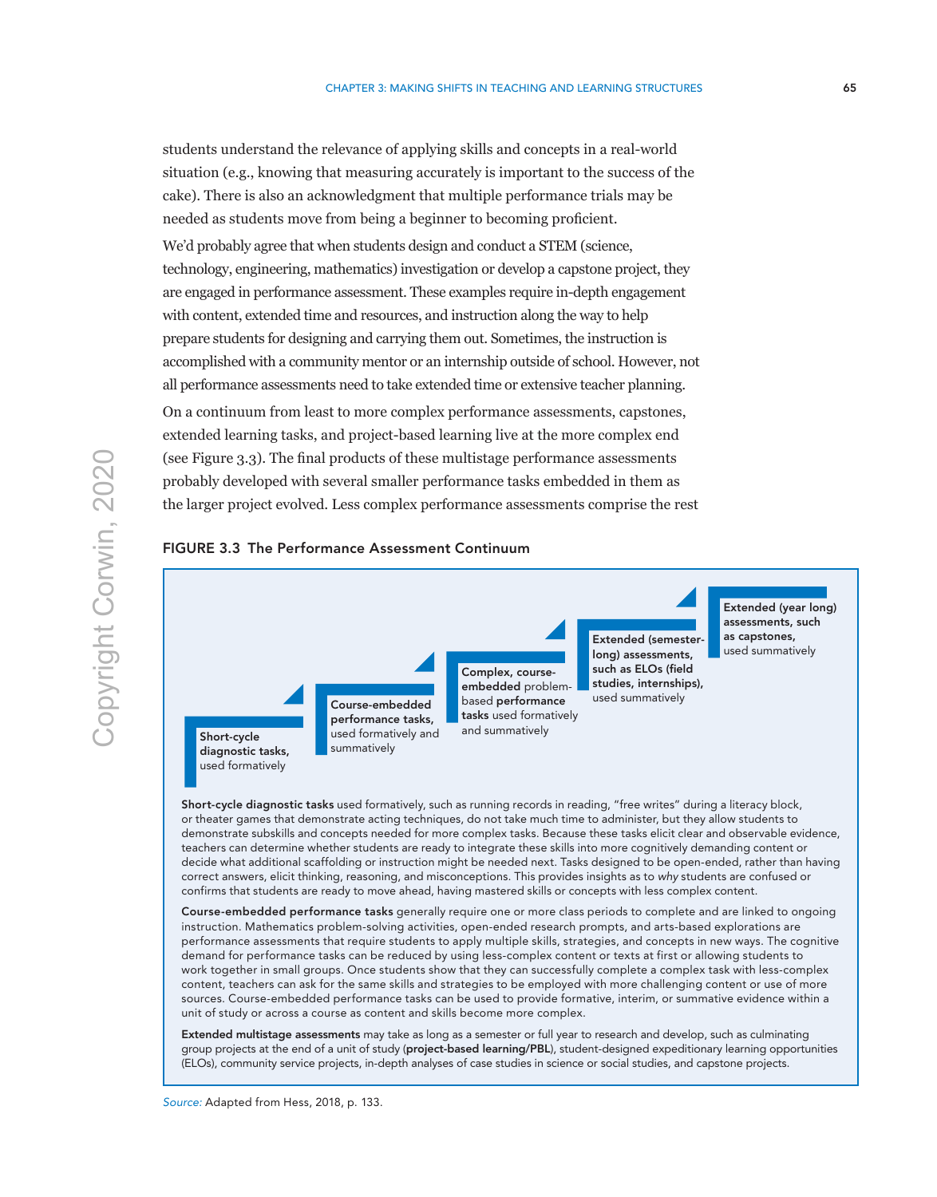students understand the relevance of applying skills and concepts in a real-world situation (e.g., knowing that measuring accurately is important to the success of the cake). There is also an acknowledgment that multiple performance trials may be needed as students move from being a beginner to becoming proficient.

We'd probably agree that when students design and conduct a STEM (science, technology, engineering, mathematics) investigation or develop a capstone project, they are engaged in performance assessment. These examples require in-depth engagement with content, extended time and resources, and instruction along the way to help prepare students for designing and carrying them out. Sometimes, the instruction is accomplished with a community mentor or an internship outside of school. However, not all performance assessments need to take extended time or extensive teacher planning.

On a continuum from least to more complex performance assessments, capstones, extended learning tasks, and project-based learning live at the more complex end (see Figure 3.3). The final products of these multistage performance assessments probably developed with several smaller performance tasks embedded in them as the larger project evolved. Less complex performance assessments comprise the rest

**FIGURE 3.3 The Performance Assessment Continuum**

- **Short-cycle diagnostic tasks,** used formatively
- **Course-embedded performance tasks,** used formatively and summatively
- **Complex, course-embedded** problem-based **performance tasks** used formatively and summatively
- **Extended (semester-long) assessments, such as ELOs (field studies, internships),** used summatively
- **Extended (year long) assessments, such as capstones,** used summatively

**Short-cycle diagnostic tasks** used formatively, such as running records in reading, "free writes" during a literacy block, or theater games that demonstrate acting techniques, do not take much time to administer, but they allow students to demonstrate subskills and concepts needed for more complex tasks. Because these tasks elicit clear and observable evidence, teachers can determine whether students are ready to integrate these skills into more cognitively demanding content or decide what additional scaffolding or instruction might be needed next. Tasks designed to be open-ended, rather than having correct answers, elicit thinking, reasoning, and misconceptions. This provides insights as to *why* students are confused or confirms that students are ready to move ahead, having mastered skills or concepts with less complex content.

**Course-embedded performance tasks** generally require one or more class periods to complete and are linked to ongoing instruction. Mathematics problem-solving activities, open-ended research prompts, and arts-based explorations are performance assessments that require students to apply multiple skills, strategies, and concepts in new ways. The cognitive demand for performance tasks can be reduced by using less-complex content or texts at first or allowing students to work together in small groups. Once students show that they can successfully complete a complex task with less-complex content, teachers can ask for the same skills and strategies to be employed with more challenging content or use of more sources. Course-embedded performance tasks can be used to provide formative, interim, or summative evidence within a unit of study or across a course as content and skills become more complex.

**Extended multistage assessments** may take as long as a semester or full year to research and develop, such as culminating group projects at the end of a unit of study (**project-based learning/PBL**), student-designed expeditionary learning opportunities (ELOs), community service projects, in-depth analyses of case studies in science or social studies, and capstone projects.

*Source:* Adapted from Hess, 2018, p. 133.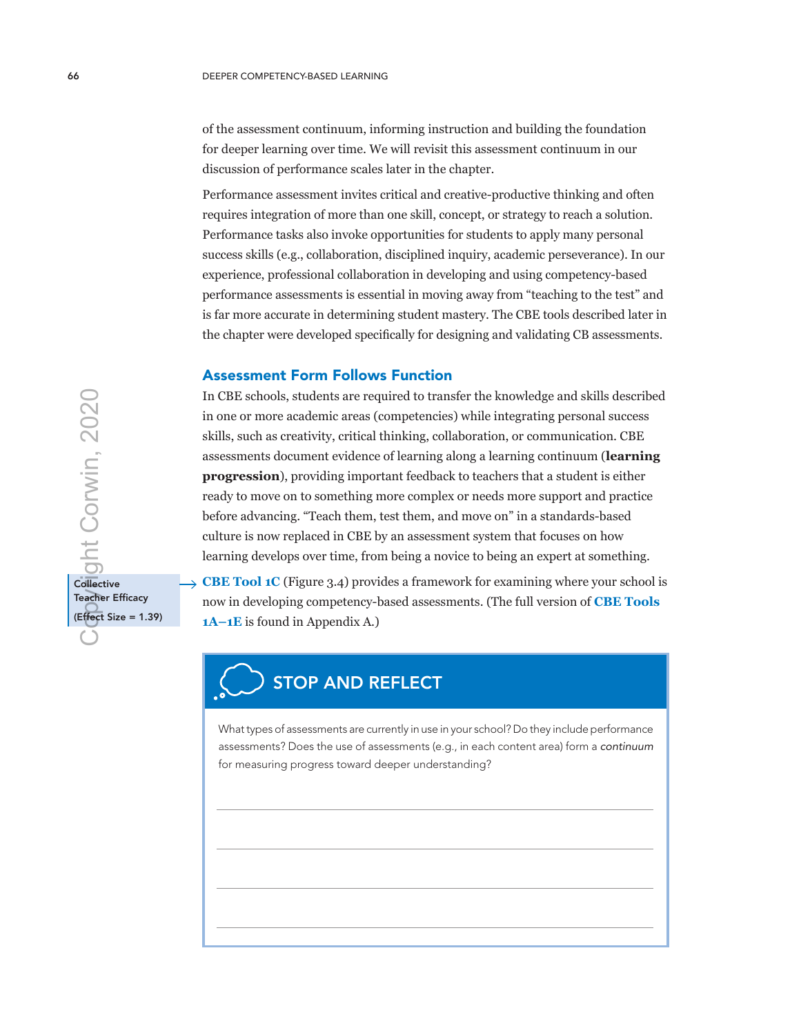of the assessment continuum, informing instruction and building the foundation for deeper learning over time. We will revisit this assessment continuum in our discussion of performance scales later in the chapter.

Performance assessment invites critical and creative-productive thinking and often requires integration of more than one skill, concept, or strategy to reach a solution. Performance tasks also invoke opportunities for students to apply many personal success skills (e.g., collaboration, disciplined inquiry, academic perseverance). In our experience, professional collaboration in developing and using competency-based performance assessments is essential in moving away from "teaching to the test" and is far more accurate in determining student mastery. The CBE tools described later in the chapter were developed specifically for designing and validating CB assessments.

## Assessment Form Follows Function

In CBE schools, students are required to transfer the knowledge and skills described in one or more academic areas (competencies) while integrating personal success skills, such as creativity, critical thinking, collaboration, or communication. CBE assessments document evidence of learning along a learning continuum (**learning progression**), providing important feedback to teachers that a student is either ready to move on to something more complex or needs more support and practice before advancing. "Teach them, test them, and move on" in a standards-based culture is now replaced in CBE by an assessment system that focuses on how learning develops over time, from being a novice to being an expert at something.

Collective Teacher Efficacy (Effect Size = 1.39)

**CBE Tool 1C** (Figure 3.4) provides a framework for examining where your school is now in developing competency-based assessments. (The full version of **CBE Tools 1A–1E** is found in Appendix A.)

### STOP AND REFLECT

What types of assessments are currently in use in your school? Do they include performance assessments? Does the use of assessments (e.g., in each content area) form a *continuum* for measuring progress toward deeper understanding?